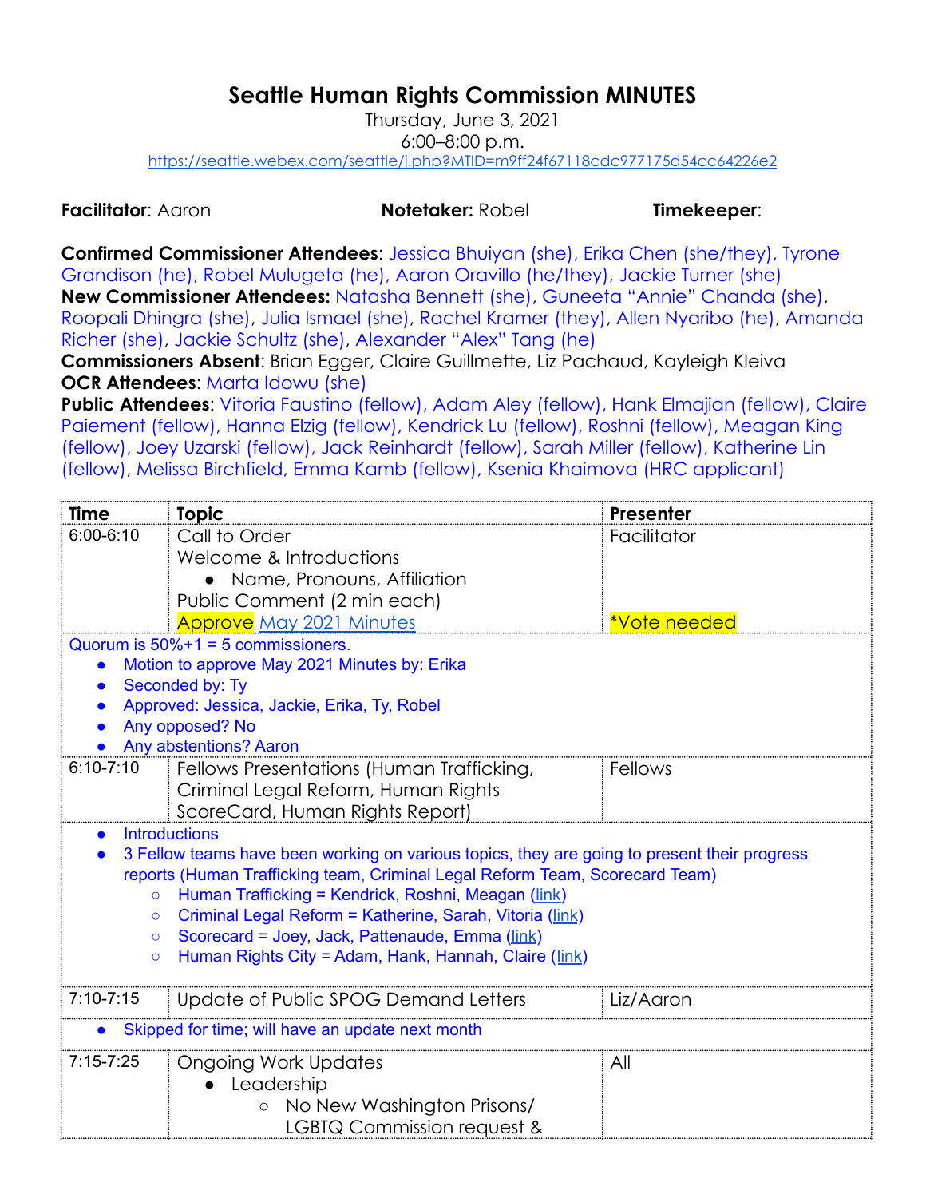# Seattle Human Rights Commission MINUTES

Thursday, June 3, 2021
6:00–8:00 p.m.
https://seattle.webex.com/seattle/j.php?MTID=m9ff24f67118cdc977175d54cc64226e2

**Facilitator**: Aaron **Notetaker:** Robel **Timekeeper**:

**Confirmed Commissioner Attendees**: Jessica Bhuiyan (she), Erika Chen (she/they), Tyrone Grandison (he), Robel Mulugeta (he), Aaron Oravillo (he/they), Jackie Turner (she)
**New Commissioner Attendees:** Natasha Bennett (she), Guneeta "Annie" Chanda (she), Roopali Dhingra (she), Julia Ismael (she), Rachel Kramer (they), Allen Nyaribo (he), Amanda Richer (she), Jackie Schultz (she), Alexander "Alex" Tang (he)
**Commissioners Absent**: Brian Egger, Claire Guillmette, Liz Pachaud, Kayleigh Kleiva
**OCR Attendees**: Marta Idowu (she)
**Public Attendees**: Vitoria Faustino (fellow), Adam Aley (fellow), Hank Elmajian (fellow), Claire Paiement (fellow), Hanna Elzig (fellow), Kendrick Lu (fellow), Roshni (fellow), Meagan King (fellow), Joey Uzarski (fellow), Jack Reinhardt (fellow), Sarah Miller (fellow), Katherine Lin (fellow), Melissa Birchfield, Emma Kamb (fellow), Ksenia Khaimova (HRC applicant)

| Time | Topic | Presenter |
|---|---|---|
| 6:00-6:10 | Call to Order<br>Welcome & Introductions<br>● Name, Pronouns, Affiliation<br>Public Comment (2 min each)<br>Approve May 2021 Minutes | Facilitator<br><br><br><br>*Vote needed |
| Quorum is 50%+1 = 5 commissioners.<br>● Motion to approve May 2021 Minutes by: Erika<br>● Seconded by: Ty<br>● Approved: Jessica, Jackie, Erika, Ty, Robel<br>● Any opposed? No<br>● Any abstentions? Aaron | | |
| 6:10-7:10 | Fellows Presentations (Human Trafficking, Criminal Legal Reform, Human Rights ScoreCard, Human Rights Report) | Fellows |
| ● Introductions<br>● 3 Fellow teams have been working on various topics, they are going to present their progress reports (Human Trafficking team, Criminal Legal Reform Team, Scorecard Team)<br>○ Human Trafficking = Kendrick, Roshni, Meagan (link)<br>○ Criminal Legal Reform = Katherine, Sarah, Vitoria (link)<br>○ Scorecard = Joey, Jack, Pattenaude, Emma (link)<br>○ Human Rights City = Adam, Hank, Hannah, Claire (link) | | |
| 7:10-7:15 | Update of Public SPOG Demand Letters | Liz/Aaron |
| ● Skipped for time; will have an update next month | | |
| 7:15-7:25 | Ongoing Work Updates<br>● Leadership<br>○ No New Washington Prisons/ LGBTQ Commission request & | All |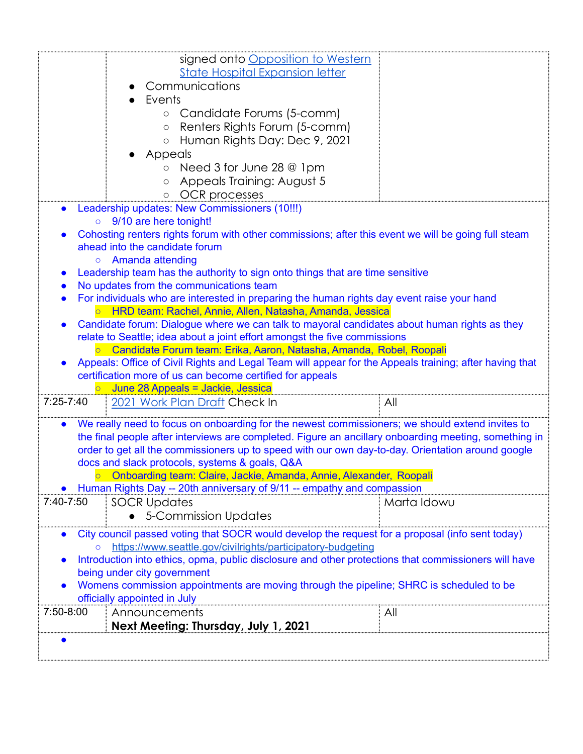| | | |
|---|---|---|
| | signed onto [Opposition to Western State Hospital Expansion letter]<br>• Communications<br>• Events<br>&nbsp;&nbsp;○ Candidate Forums (5-comm)<br>&nbsp;&nbsp;○ Renters Rights Forum (5-comm)<br>&nbsp;&nbsp;○ Human Rights Day: Dec 9, 2021<br>• Appeals<br>&nbsp;&nbsp;○ Need 3 for June 28 @ 1pm<br>&nbsp;&nbsp;○ Appeals Training: August 5<br>&nbsp;&nbsp;○ OCR processes | |

- Leadership updates: New Commissioners (10!!!)
  - 9/10 are here tonight!
- Cohosting renters rights forum with other commissions; after this event we will be going full steam ahead into the candidate forum
  - Amanda attending
- Leadership team has the authority to sign onto things that are time sensitive
- No updates from the communications team
- For individuals who are interested in preparing the human rights day event raise your hand
  - HRD team: Rachel, Annie, Allen, Natasha, Amanda, Jessica
- Candidate forum: Dialogue where we can talk to mayoral candidates about human rights as they relate to Seattle; idea about a joint effort amongst the five commissions
  - Candidate Forum team: Erika, Aaron, Natasha, Amanda, Robel, Roopali
- Appeals: Office of Civil Rights and Legal Team will appear for the Appeals training; after having that certification more of us can become certified for appeals
  - June 28 Appeals = Jackie, Jessica

| | | |
|---|---|---|
| 7:25-7:40 | [2021 Work Plan Draft] Check In | All |

- We really need to focus on onboarding for the newest commissioners; we should extend invites to the final people after interviews are completed. Figure an ancillary onboarding meeting, something in order to get all the commissioners up to speed with our own day-to-day. Orientation around google docs and slack protocols, systems & goals, Q&A
  - Onboarding team: Claire, Jackie, Amanda, Annie, Alexander, Roopali
- Human Rights Day -- 20th anniversary of 9/11 -- empathy and compassion

| | | |
|---|---|---|
| 7:40-7:50 | SOCR Updates<br>• 5-Commission Updates | Marta Idowu |

- City council passed voting that SOCR would develop the request for a proposal (info sent today)
  - https://www.seattle.gov/civilrights/participatory-budgeting
- Introduction into ethics, opma, public disclosure and other protections that commissioners will have being under city government
- Womens commission appointments are moving through the pipeline; SHRC is scheduled to be officially appointed in July

| | | |
|---|---|---|
| 7:50-8:00 | Announcements<br>**Next Meeting: Thursday, July 1, 2021** | All |

-